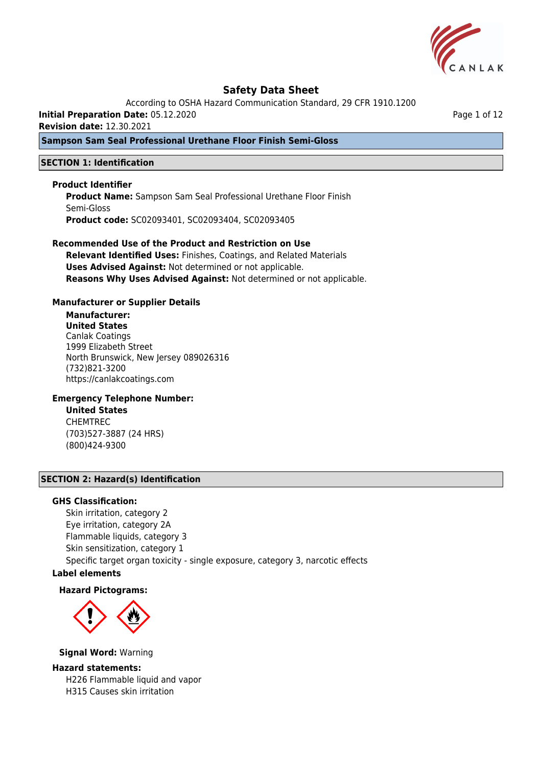# Safety Data Sheet

According to OSHA Hazard Communication Standard, 29 CFR 1910.1200

**Initial Preparation Date:** 05.12.2020

**Revision date:** 12.30.2021

**Sampson Sam Seal Professional Urethane Floor Finish Semi-Gloss**

## SECTION 1: Identification

### Product Identifier

**Product Name:** Sampson Sam Seal Professional Urethane Floor Finish Semi-Gloss

**Product code:** SC02093401, SC02093404, SC02093405

### Recommended Use of the Product and Restriction on Use

**Relevant Identified Uses:** Finishes, Coatings, and Related Materials

**Uses Advised Against:** Not determined or not applicable.

**Reasons Why Uses Advised Against:** Not determined or not applicable.

### Manufacturer or Supplier Details

**Manufacturer:**

**United States**

Canlak Coatings
1999 Elizabeth Street
North Brunswick, New Jersey 089026316
(732)821-3200
https://canlakcoatings.com

### Emergency Telephone Number:

**United States**

CHEMTREC
(703)527-3887 (24 HRS)
(800)424-9300

## SECTION 2: Hazard(s) Identification

### GHS Classification:

Skin irritation, category 2
Eye irritation, category 2A
Flammable liquids, category 3
Skin sensitization, category 1
Specific target organ toxicity - single exposure, category 3, narcotic effects

### Label elements

**Hazard Pictograms:**

**Signal Word:** Warning

### Hazard statements:

H226 Flammable liquid and vapor
H315 Causes skin irritation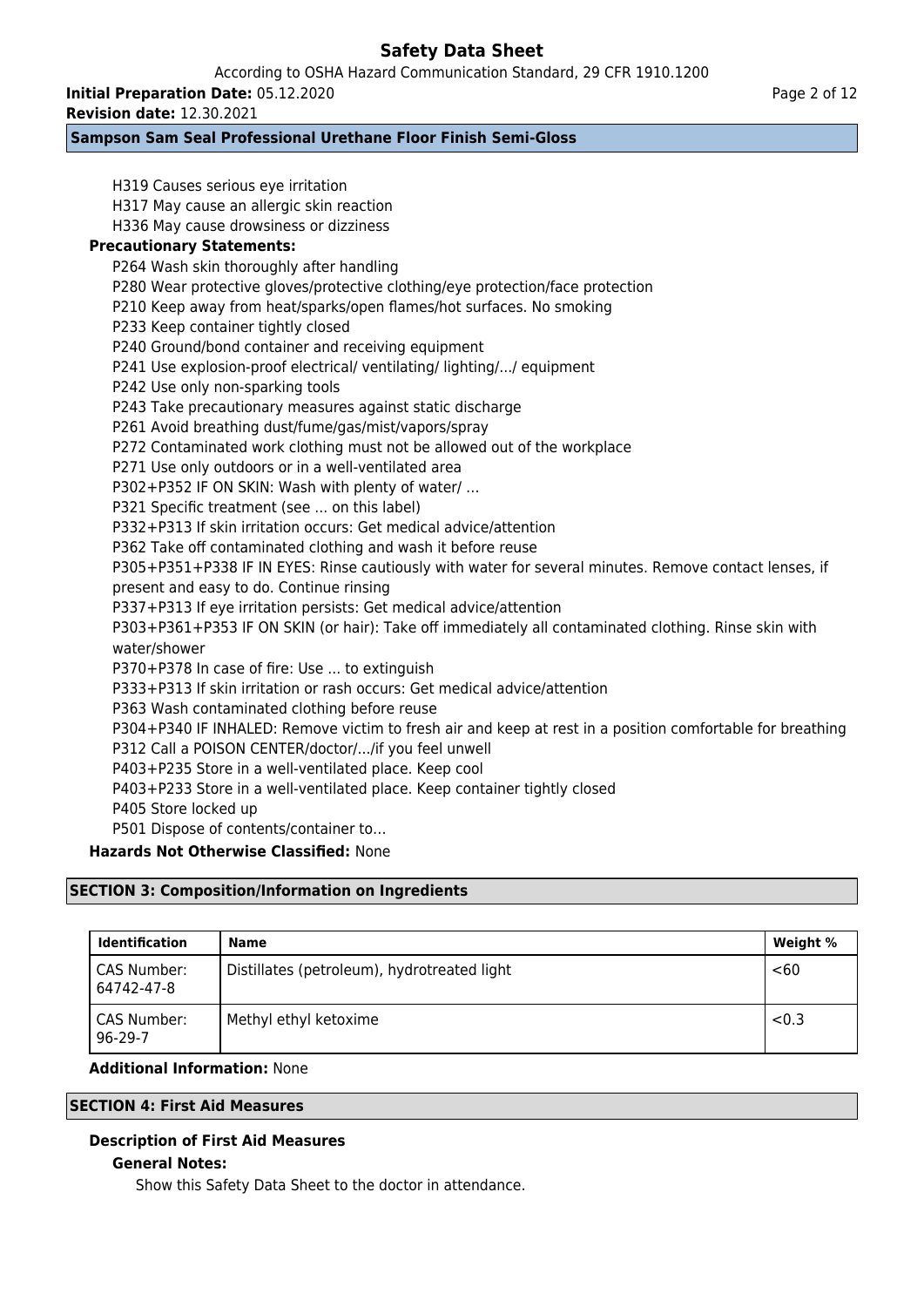H319 Causes serious eye irritation
H317 May cause an allergic skin reaction
H336 May cause drowsiness or dizziness

**Precautionary Statements:**

P264 Wash skin thoroughly after handling
P280 Wear protective gloves/protective clothing/eye protection/face protection
P210 Keep away from heat/sparks/open flames/hot surfaces. No smoking
P233 Keep container tightly closed
P240 Ground/bond container and receiving equipment
P241 Use explosion-proof electrical/ ventilating/ lighting/.../ equipment
P242 Use only non-sparking tools
P243 Take precautionary measures against static discharge
P261 Avoid breathing dust/fume/gas/mist/vapors/spray
P272 Contaminated work clothing must not be allowed out of the workplace
P271 Use only outdoors or in a well-ventilated area
P302+P352 IF ON SKIN: Wash with plenty of water/ …
P321 Specific treatment (see ... on this label)
P332+P313 If skin irritation occurs: Get medical advice/attention
P362 Take off contaminated clothing and wash it before reuse
P305+P351+P338 IF IN EYES: Rinse cautiously with water for several minutes. Remove contact lenses, if present and easy to do. Continue rinsing
P337+P313 If eye irritation persists: Get medical advice/attention
P303+P361+P353 IF ON SKIN (or hair): Take off immediately all contaminated clothing. Rinse skin with water/shower
P370+P378 In case of fire: Use ... to extinguish
P333+P313 If skin irritation or rash occurs: Get medical advice/attention
P363 Wash contaminated clothing before reuse
P304+P340 IF INHALED: Remove victim to fresh air and keep at rest in a position comfortable for breathing
P312 Call a POISON CENTER/doctor/.../if you feel unwell
P403+P235 Store in a well-ventilated place. Keep cool
P403+P233 Store in a well-ventilated place. Keep container tightly closed
P405 Store locked up
P501 Dispose of contents/container to…

**Hazards Not Otherwise Classified:** None

## SECTION 3: Composition/Information on Ingredients

| Identification | Name | Weight % |
|---|---|---|
| CAS Number: 64742-47-8 | Distillates (petroleum), hydrotreated light | <60 |
| CAS Number: 96-29-7 | Methyl ethyl ketoxime | <0.3 |

**Additional Information:** None

## SECTION 4: First Aid Measures

### Description of First Aid Measures

**General Notes:**

Show this Safety Data Sheet to the doctor in attendance.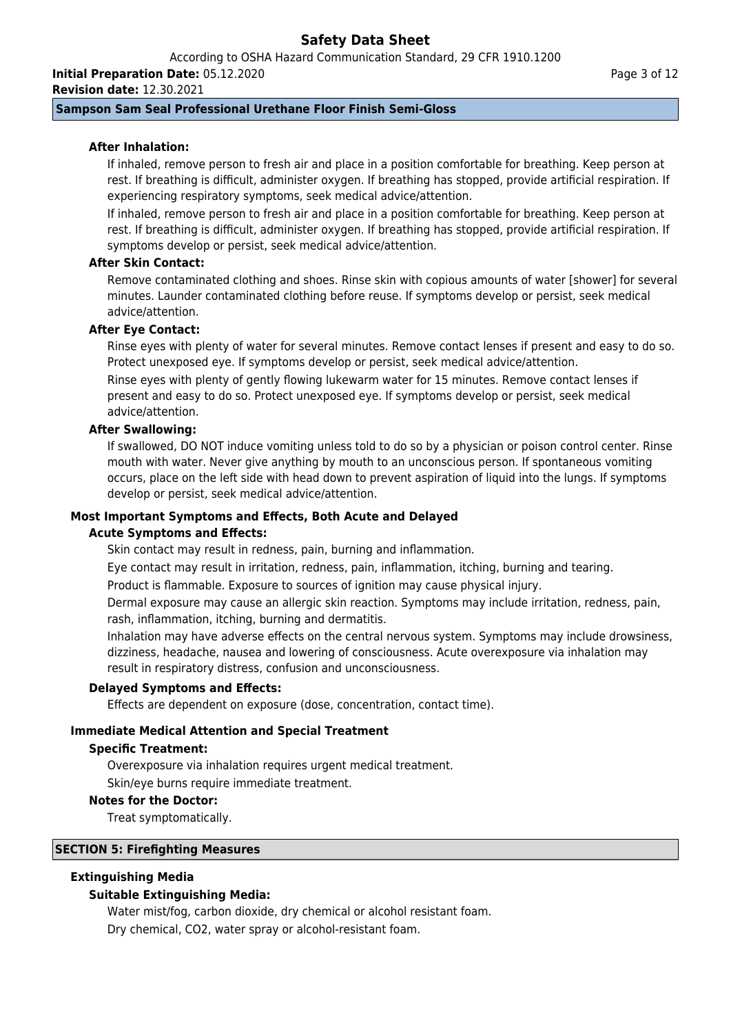**After Inhalation:**

If inhaled, remove person to fresh air and place in a position comfortable for breathing. Keep person at rest. If breathing is difficult, administer oxygen. If breathing has stopped, provide artificial respiration. If experiencing respiratory symptoms, seek medical advice/attention.

If inhaled, remove person to fresh air and place in a position comfortable for breathing. Keep person at rest. If breathing is difficult, administer oxygen. If breathing has stopped, provide artificial respiration. If symptoms develop or persist, seek medical advice/attention.

**After Skin Contact:**

Remove contaminated clothing and shoes. Rinse skin with copious amounts of water [shower] for several minutes. Launder contaminated clothing before reuse. If symptoms develop or persist, seek medical advice/attention.

**After Eye Contact:**

Rinse eyes with plenty of water for several minutes. Remove contact lenses if present and easy to do so. Protect unexposed eye. If symptoms develop or persist, seek medical advice/attention.

Rinse eyes with plenty of gently flowing lukewarm water for 15 minutes. Remove contact lenses if present and easy to do so. Protect unexposed eye. If symptoms develop or persist, seek medical advice/attention.

**After Swallowing:**

If swallowed, DO NOT induce vomiting unless told to do so by a physician or poison control center. Rinse mouth with water. Never give anything by mouth to an unconscious person. If spontaneous vomiting occurs, place on the left side with head down to prevent aspiration of liquid into the lungs. If symptoms develop or persist, seek medical advice/attention.

### Most Important Symptoms and Effects, Both Acute and Delayed

**Acute Symptoms and Effects:**

Skin contact may result in redness, pain, burning and inflammation.

Eye contact may result in irritation, redness, pain, inflammation, itching, burning and tearing.

Product is flammable. Exposure to sources of ignition may cause physical injury.

Dermal exposure may cause an allergic skin reaction. Symptoms may include irritation, redness, pain, rash, inflammation, itching, burning and dermatitis.

Inhalation may have adverse effects on the central nervous system. Symptoms may include drowsiness, dizziness, headache, nausea and lowering of consciousness. Acute overexposure via inhalation may result in respiratory distress, confusion and unconsciousness.

**Delayed Symptoms and Effects:**

Effects are dependent on exposure (dose, concentration, contact time).

### Immediate Medical Attention and Special Treatment

**Specific Treatment:**

Overexposure via inhalation requires urgent medical treatment.

Skin/eye burns require immediate treatment.

**Notes for the Doctor:**

Treat symptomatically.

## SECTION 5: Firefighting Measures

### Extinguishing Media

**Suitable Extinguishing Media:**

Water mist/fog, carbon dioxide, dry chemical or alcohol resistant foam.

Dry chemical, $CO_2$, water spray or alcohol-resistant foam.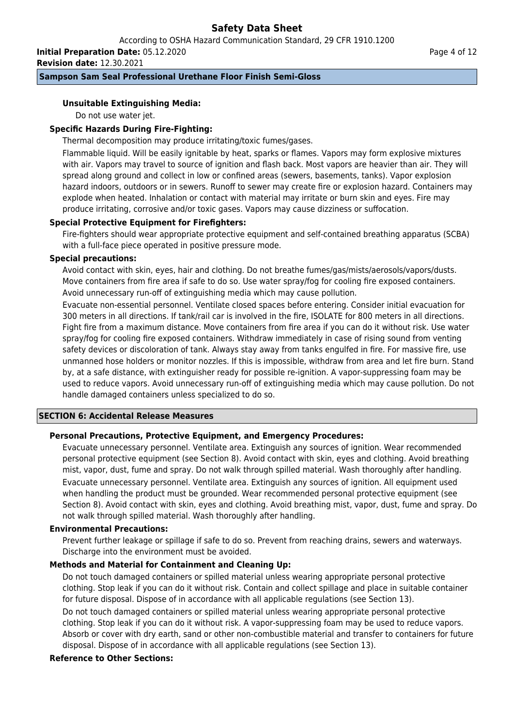**Unsuitable Extinguishing Media:**

Do not use water jet.

**Specific Hazards During Fire-Fighting:**

Thermal decomposition may produce irritating/toxic fumes/gases.

Flammable liquid. Will be easily ignitable by heat, sparks or flames. Vapors may form explosive mixtures with air. Vapors may travel to source of ignition and flash back. Most vapors are heavier than air. They will spread along ground and collect in low or confined areas (sewers, basements, tanks). Vapor explosion hazard indoors, outdoors or in sewers. Runoff to sewer may create fire or explosion hazard. Containers may explode when heated. Inhalation or contact with material may irritate or burn skin and eyes. Fire may produce irritating, corrosive and/or toxic gases. Vapors may cause dizziness or suffocation.

**Special Protective Equipment for Firefighters:**

Fire-fighters should wear appropriate protective equipment and self-contained breathing apparatus (SCBA) with a full-face piece operated in positive pressure mode.

**Special precautions:**

Avoid contact with skin, eyes, hair and clothing. Do not breathe fumes/gas/mists/aerosols/vapors/dusts. Move containers from fire area if safe to do so. Use water spray/fog for cooling fire exposed containers. Avoid unnecessary run-off of extinguishing media which may cause pollution.

Evacuate non-essential personnel. Ventilate closed spaces before entering. Consider initial evacuation for 300 meters in all directions. If tank/rail car is involved in the fire, ISOLATE for 800 meters in all directions. Fight fire from a maximum distance. Move containers from fire area if you can do it without risk. Use water spray/fog for cooling fire exposed containers. Withdraw immediately in case of rising sound from venting safety devices or discoloration of tank. Always stay away from tanks engulfed in fire. For massive fire, use unmanned hose holders or monitor nozzles. If this is impossible, withdraw from area and let fire burn. Stand by, at a safe distance, with extinguisher ready for possible re-ignition. A vapor-suppressing foam may be used to reduce vapors. Avoid unnecessary run-off of extinguishing media which may cause pollution. Do not handle damaged containers unless specialized to do so.

## SECTION 6: Accidental Release Measures

**Personal Precautions, Protective Equipment, and Emergency Procedures:**

Evacuate unnecessary personnel. Ventilate area. Extinguish any sources of ignition. Wear recommended personal protective equipment (see Section 8). Avoid contact with skin, eyes and clothing. Avoid breathing mist, vapor, dust, fume and spray. Do not walk through spilled material. Wash thoroughly after handling.

Evacuate unnecessary personnel. Ventilate area. Extinguish any sources of ignition. All equipment used when handling the product must be grounded. Wear recommended personal protective equipment (see Section 8). Avoid contact with skin, eyes and clothing. Avoid breathing mist, vapor, dust, fume and spray. Do not walk through spilled material. Wash thoroughly after handling.

**Environmental Precautions:**

Prevent further leakage or spillage if safe to do so. Prevent from reaching drains, sewers and waterways. Discharge into the environment must be avoided.

**Methods and Material for Containment and Cleaning Up:**

Do not touch damaged containers or spilled material unless wearing appropriate personal protective clothing. Stop leak if you can do it without risk. Contain and collect spillage and place in suitable container for future disposal. Dispose of in accordance with all applicable regulations (see Section 13).

Do not touch damaged containers or spilled material unless wearing appropriate personal protective clothing. Stop leak if you can do it without risk. A vapor-suppressing foam may be used to reduce vapors. Absorb or cover with dry earth, sand or other non-combustible material and transfer to containers for future disposal. Dispose of in accordance with all applicable regulations (see Section 13).

**Reference to Other Sections:**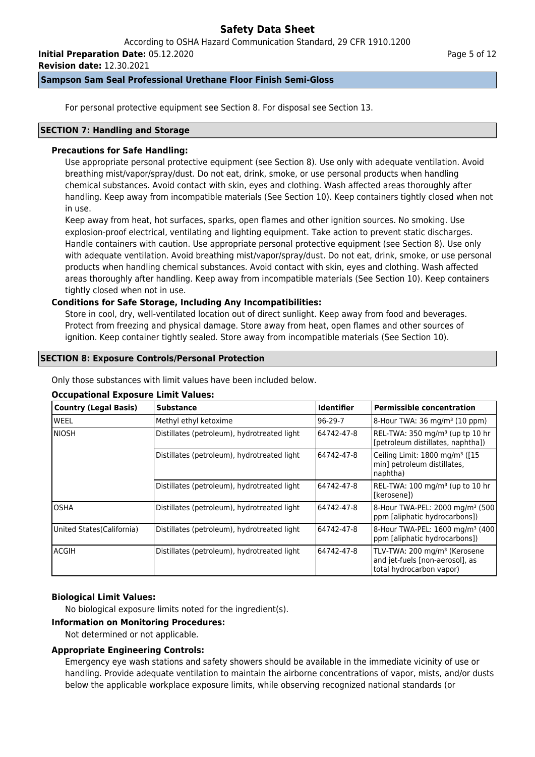For personal protective equipment see Section 8. For disposal see Section 13.

## SECTION 7: Handling and Storage

**Precautions for Safe Handling:**

Use appropriate personal protective equipment (see Section 8). Use only with adequate ventilation. Avoid breathing mist/vapor/spray/dust. Do not eat, drink, smoke, or use personal products when handling chemical substances. Avoid contact with skin, eyes and clothing. Wash affected areas thoroughly after handling. Keep away from incompatible materials (See Section 10). Keep containers tightly closed when not in use.

Keep away from heat, hot surfaces, sparks, open flames and other ignition sources. No smoking. Use explosion-proof electrical, ventilating and lighting equipment. Take action to prevent static discharges. Handle containers with caution. Use appropriate personal protective equipment (see Section 8). Use only with adequate ventilation. Avoid breathing mist/vapor/spray/dust. Do not eat, drink, smoke, or use personal products when handling chemical substances. Avoid contact with skin, eyes and clothing. Wash affected areas thoroughly after handling. Keep away from incompatible materials (See Section 10). Keep containers tightly closed when not in use.

**Conditions for Safe Storage, Including Any Incompatibilities:**

Store in cool, dry, well-ventilated location out of direct sunlight. Keep away from food and beverages. Protect from freezing and physical damage. Store away from heat, open flames and other sources of ignition. Keep container tightly sealed. Store away from incompatible materials (See Section 10).

## SECTION 8: Exposure Controls/Personal Protection

Only those substances with limit values have been included below.

**Occupational Exposure Limit Values:**

| Country (Legal Basis) | Substance | Identifier | Permissible concentration |
|---|---|---|---|
| WEEL | Methyl ethyl ketoxime | 96-29-7 | 8-Hour TWA: 36 mg/m³ (10 ppm) |
| NIOSH | Distillates (petroleum), hydrotreated light | 64742-47-8 | REL-TWA: 350 mg/m³ (up tp 10 hr [petroleum distillates, naphtha]) |
| | Distillates (petroleum), hydrotreated light | 64742-47-8 | Ceiling Limit: 1800 mg/m³ ([15 min] petroleum distillates, naphtha) |
| | Distillates (petroleum), hydrotreated light | 64742-47-8 | REL-TWA: 100 mg/m³ (up to 10 hr [kerosene]) |
| OSHA | Distillates (petroleum), hydrotreated light | 64742-47-8 | 8-Hour TWA-PEL: 2000 mg/m³ (500 ppm [aliphatic hydrocarbons]) |
| United States(California) | Distillates (petroleum), hydrotreated light | 64742-47-8 | 8-Hour TWA-PEL: 1600 mg/m³ (400 ppm [aliphatic hydrocarbons]) |
| ACGIH | Distillates (petroleum), hydrotreated light | 64742-47-8 | TLV-TWA: 200 mg/m³ (Kerosene and jet-fuels [non-aerosol], as total hydrocarbon vapor) |

**Biological Limit Values:**

No biological exposure limits noted for the ingredient(s).

**Information on Monitoring Procedures:**

Not determined or not applicable.

**Appropriate Engineering Controls:**

Emergency eye wash stations and safety showers should be available in the immediate vicinity of use or handling. Provide adequate ventilation to maintain the airborne concentrations of vapor, mists, and/or dusts below the applicable workplace exposure limits, while observing recognized national standards (or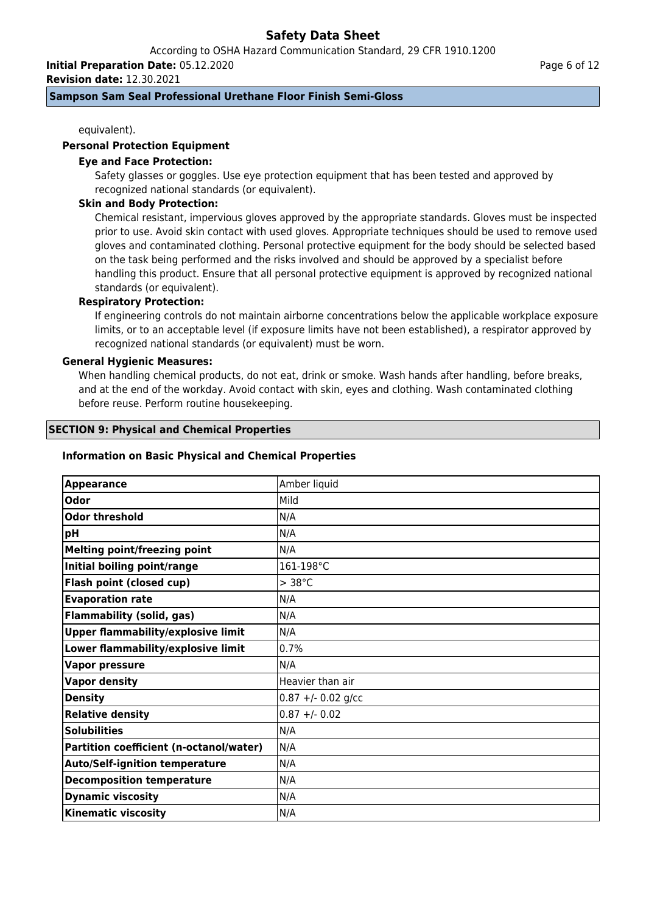equivalent).

**Personal Protection Equipment**

**Eye and Face Protection:**

Safety glasses or goggles. Use eye protection equipment that has been tested and approved by recognized national standards (or equivalent).

**Skin and Body Protection:**

Chemical resistant, impervious gloves approved by the appropriate standards. Gloves must be inspected prior to use. Avoid skin contact with used gloves. Appropriate techniques should be used to remove used gloves and contaminated clothing. Personal protective equipment for the body should be selected based on the task being performed and the risks involved and should be approved by a specialist before handling this product. Ensure that all personal protective equipment is approved by recognized national standards (or equivalent).

**Respiratory Protection:**

If engineering controls do not maintain airborne concentrations below the applicable workplace exposure limits, or to an acceptable level (if exposure limits have not been established), a respirator approved by recognized national standards (or equivalent) must be worn.

**General Hygienic Measures:**

When handling chemical products, do not eat, drink or smoke. Wash hands after handling, before breaks, and at the end of the workday. Avoid contact with skin, eyes and clothing. Wash contaminated clothing before reuse. Perform routine housekeeping.

## SECTION 9: Physical and Chemical Properties

**Information on Basic Physical and Chemical Properties**

| Property | Value |
|---|---|
| **Appearance** | Amber liquid |
| **Odor** | Mild |
| **Odor threshold** | N/A |
| **pH** | N/A |
| **Melting point/freezing point** | N/A |
| **Initial boiling point/range** | 161-198°C |
| **Flash point (closed cup)** | > 38°C |
| **Evaporation rate** | N/A |
| **Flammability (solid, gas)** | N/A |
| **Upper flammability/explosive limit** | N/A |
| **Lower flammability/explosive limit** | 0.7% |
| **Vapor pressure** | N/A |
| **Vapor density** | Heavier than air |
| **Density** | 0.87 +/- 0.02 g/cc |
| **Relative density** | 0.87 +/- 0.02 |
| **Solubilities** | N/A |
| **Partition coefficient (n-octanol/water)** | N/A |
| **Auto/Self-ignition temperature** | N/A |
| **Decomposition temperature** | N/A |
| **Dynamic viscosity** | N/A |
| **Kinematic viscosity** | N/A |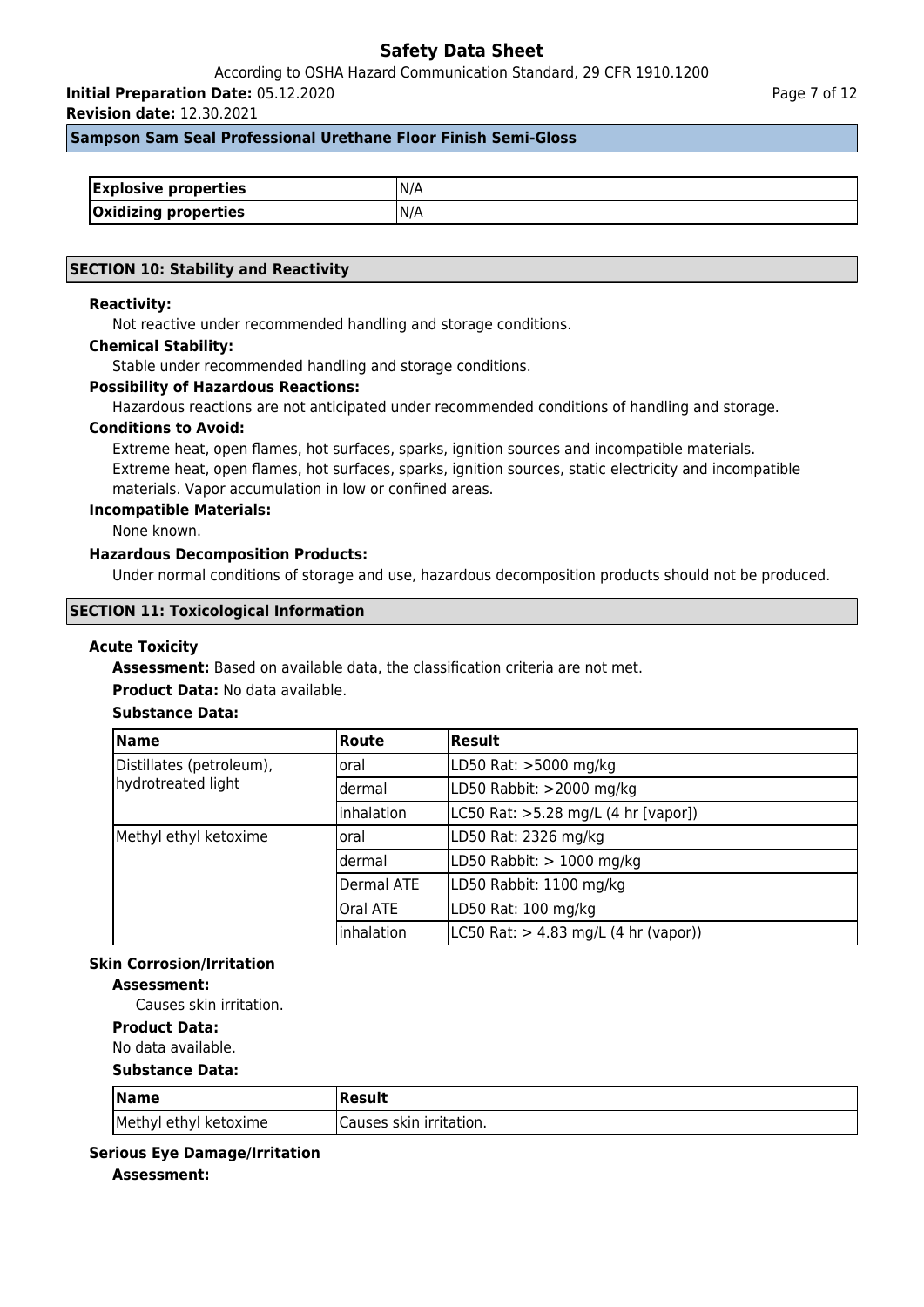| Explosive properties | N/A |
|---|---|
| Oxidizing properties | N/A |

## SECTION 10: Stability and Reactivity

**Reactivity:**

Not reactive under recommended handling and storage conditions.

**Chemical Stability:**

Stable under recommended handling and storage conditions.

**Possibility of Hazardous Reactions:**

Hazardous reactions are not anticipated under recommended conditions of handling and storage.

**Conditions to Avoid:**

Extreme heat, open flames, hot surfaces, sparks, ignition sources and incompatible materials.
Extreme heat, open flames, hot surfaces, sparks, ignition sources, static electricity and incompatible materials. Vapor accumulation in low or confined areas.

**Incompatible Materials:**

None known.

**Hazardous Decomposition Products:**

Under normal conditions of storage and use, hazardous decomposition products should not be produced.

## SECTION 11: Toxicological Information

**Acute Toxicity**

**Assessment:** Based on available data, the classification criteria are not met.

**Product Data:** No data available.

**Substance Data:**

| Name | Route | Result |
|---|---|---|
| Distillates (petroleum), hydrotreated light | oral | LD50 Rat: >5000 mg/kg |
| | dermal | LD50 Rabbit: >2000 mg/kg |
| | inhalation | LC50 Rat: >5.28 mg/L (4 hr [vapor]) |
| Methyl ethyl ketoxime | oral | LD50 Rat: 2326 mg/kg |
| | dermal | LD50 Rabbit: > 1000 mg/kg |
| | Dermal ATE | LD50 Rabbit: 1100 mg/kg |
| | Oral ATE | LD50 Rat: 100 mg/kg |
| | inhalation | LC50 Rat: > 4.83 mg/L (4 hr (vapor)) |

**Skin Corrosion/Irritation**

**Assessment:**

Causes skin irritation.

**Product Data:**

No data available.

**Substance Data:**

| Name | Result |
|---|---|
| Methyl ethyl ketoxime | Causes skin irritation. |

**Serious Eye Damage/Irritation**

**Assessment:**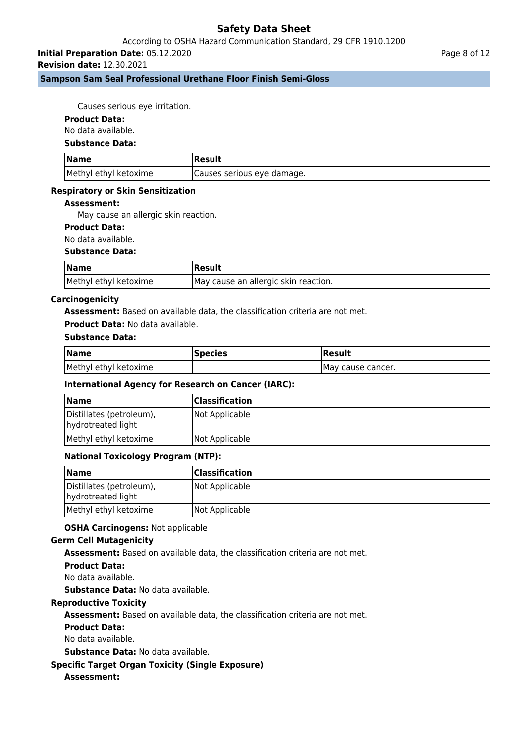Causes serious eye irritation.

**Product Data:**

No data available.

**Substance Data:**

| Name | Result |
|---|---|
| Methyl ethyl ketoxime | Causes serious eye damage. |

### Respiratory or Skin Sensitization

**Assessment:**

May cause an allergic skin reaction.

**Product Data:**

No data available.

**Substance Data:**

| Name | Result |
|---|---|
| Methyl ethyl ketoxime | May cause an allergic skin reaction. |

### Carcinogenicity

**Assessment:** Based on available data, the classification criteria are not met.

**Product Data:** No data available.

**Substance Data:**

| Name | Species | Result |
|---|---|---|
| Methyl ethyl ketoxime | | May cause cancer. |

**International Agency for Research on Cancer (IARC):**

| Name | Classification |
|---|---|
| Distillates (petroleum), hydrotreated light | Not Applicable |
| Methyl ethyl ketoxime | Not Applicable |

**National Toxicology Program (NTP):**

| Name | Classification |
|---|---|
| Distillates (petroleum), hydrotreated light | Not Applicable |
| Methyl ethyl ketoxime | Not Applicable |

**OSHA Carcinogens:** Not applicable

### Germ Cell Mutagenicity

**Assessment:** Based on available data, the classification criteria are not met.

**Product Data:**

No data available.

**Substance Data:** No data available.

### Reproductive Toxicity

**Assessment:** Based on available data, the classification criteria are not met.

**Product Data:**

No data available.

**Substance Data:** No data available.

### Specific Target Organ Toxicity (Single Exposure)

**Assessment:**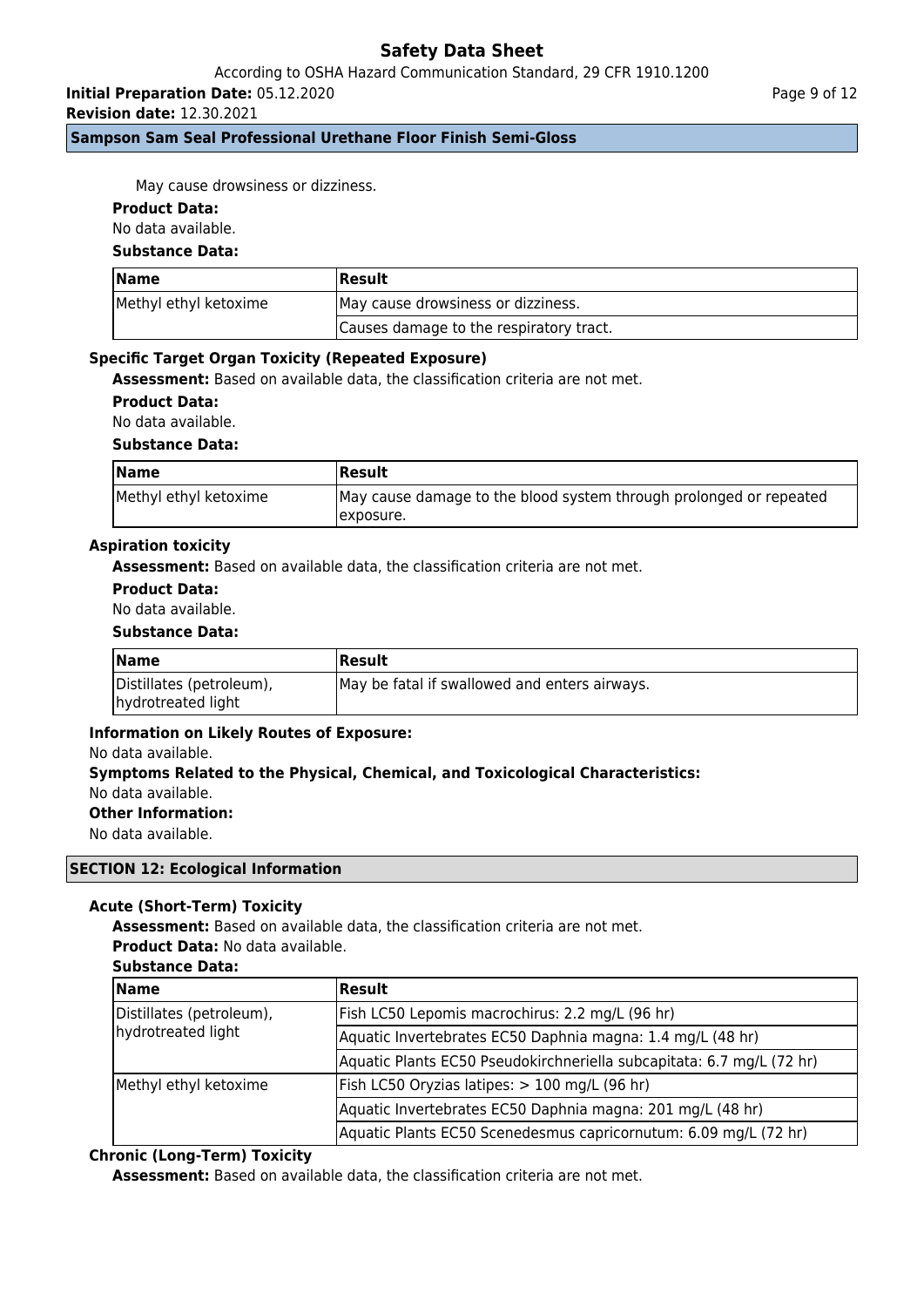May cause drowsiness or dizziness.

**Product Data:**

No data available.

**Substance Data:**

| Name | Result |
|---|---|
| Methyl ethyl ketoxime | May cause drowsiness or dizziness. |
| | Causes damage to the respiratory tract. |

### Specific Target Organ Toxicity (Repeated Exposure)

**Assessment:** Based on available data, the classification criteria are not met.

**Product Data:**

No data available.

**Substance Data:**

| Name | Result |
|---|---|
| Methyl ethyl ketoxime | May cause damage to the blood system through prolonged or repeated exposure. |

### Aspiration toxicity

**Assessment:** Based on available data, the classification criteria are not met.

**Product Data:**

No data available.

**Substance Data:**

| Name | Result |
|---|---|
| Distillates (petroleum), hydrotreated light | May be fatal if swallowed and enters airways. |

### Information on Likely Routes of Exposure:

No data available.

### Symptoms Related to the Physical, Chemical, and Toxicological Characteristics:

No data available.

### Other Information:

No data available.

## SECTION 12: Ecological Information

### Acute (Short-Term) Toxicity

**Assessment:** Based on available data, the classification criteria are not met.

**Product Data:** No data available.

**Substance Data:**

| Name | Result |
|---|---|
| Distillates (petroleum), hydrotreated light | Fish LC50 Lepomis macrochirus: 2.2 mg/L (96 hr) |
| | Aquatic Invertebrates EC50 Daphnia magna: 1.4 mg/L (48 hr) |
| | Aquatic Plants EC50 Pseudokirchneriella subcapitata: 6.7 mg/L (72 hr) |
| Methyl ethyl ketoxime | Fish LC50 Oryzias latipes: > 100 mg/L (96 hr) |
| | Aquatic Invertebrates EC50 Daphnia magna: 201 mg/L (48 hr) |
| | Aquatic Plants EC50 Scenedesmus capricornutum: 6.09 mg/L (72 hr) |

### Chronic (Long-Term) Toxicity

**Assessment:** Based on available data, the classification criteria are not met.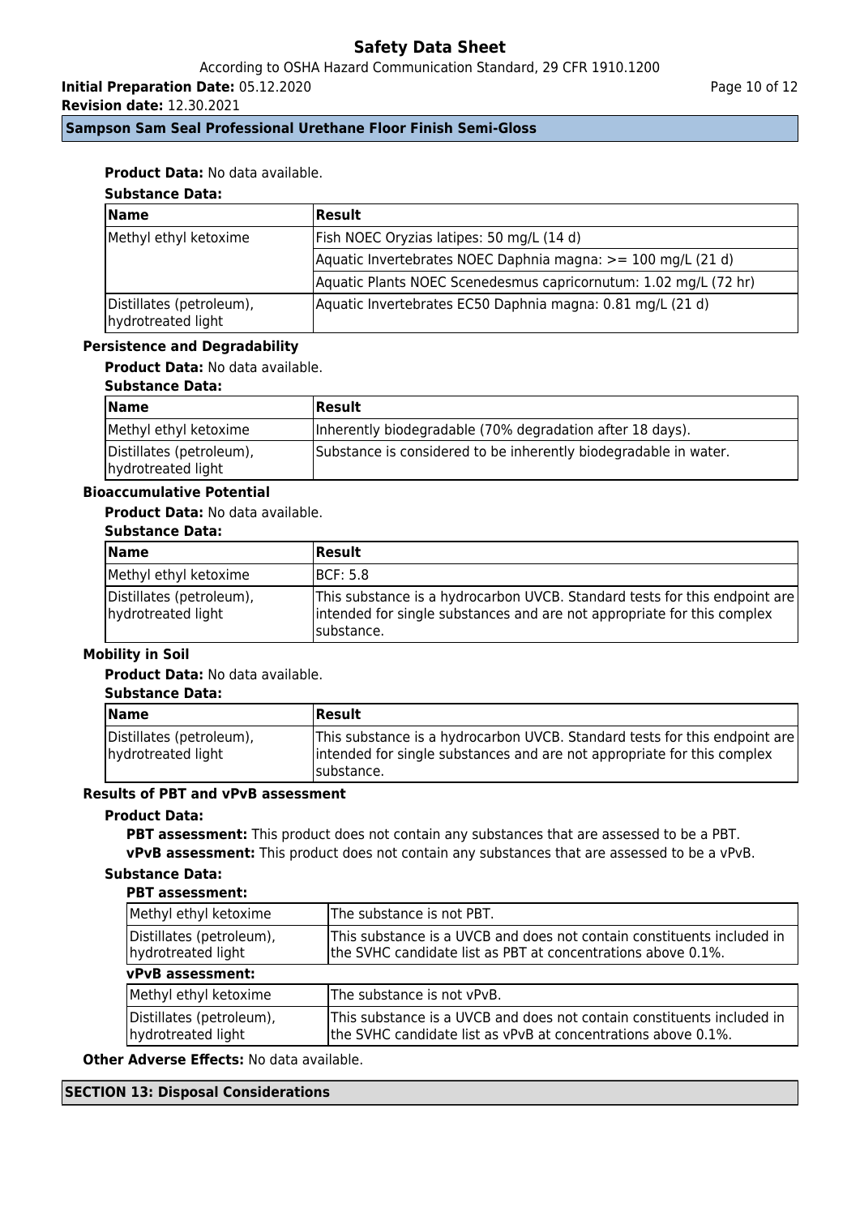**Product Data:** No data available.

**Substance Data:**

| Name | Result |
|---|---|
| Methyl ethyl ketoxime | Fish NOEC Oryzias latipes: 50 mg/L (14 d) |
| | Aquatic Invertebrates NOEC Daphnia magna: >= 100 mg/L (21 d) |
| | Aquatic Plants NOEC Scenedesmus capricornutum: 1.02 mg/L (72 hr) |
| Distillates (petroleum), hydrotreated light | Aquatic Invertebrates EC50 Daphnia magna: 0.81 mg/L (21 d) |

### Persistence and Degradability

**Product Data:** No data available.

**Substance Data:**

| Name | Result |
|---|---|
| Methyl ethyl ketoxime | Inherently biodegradable (70% degradation after 18 days). |
| Distillates (petroleum), hydrotreated light | Substance is considered to be inherently biodegradable in water. |

### Bioaccumulative Potential

**Product Data:** No data available.

**Substance Data:**

| Name | Result |
|---|---|
| Methyl ethyl ketoxime | BCF: 5.8 |
| Distillates (petroleum), hydrotreated light | This substance is a hydrocarbon UVCB. Standard tests for this endpoint are intended for single substances and are not appropriate for this complex substance. |

### Mobility in Soil

**Product Data:** No data available.

**Substance Data:**

| Name | Result |
|---|---|
| Distillates (petroleum), hydrotreated light | This substance is a hydrocarbon UVCB. Standard tests for this endpoint are intended for single substances and are not appropriate for this complex substance. |

### Results of PBT and vPvB assessment

**Product Data:**

**PBT assessment:** This product does not contain any substances that are assessed to be a PBT.

**vPvB assessment:** This product does not contain any substances that are assessed to be a vPvB.

**Substance Data:**

**PBT assessment:**

| Name | Result |
|---|---|
| Methyl ethyl ketoxime | The substance is not PBT. |
| Distillates (petroleum), hydrotreated light | This substance is a UVCB and does not contain constituents included in the SVHC candidate list as PBT at concentrations above 0.1%. |

**vPvB assessment:**

| Name | Result |
|---|---|
| Methyl ethyl ketoxime | The substance is not vPvB. |
| Distillates (petroleum), hydrotreated light | This substance is a UVCB and does not contain constituents included in the SVHC candidate list as vPvB at concentrations above 0.1%. |

**Other Adverse Effects:** No data available.

## SECTION 13: Disposal Considerations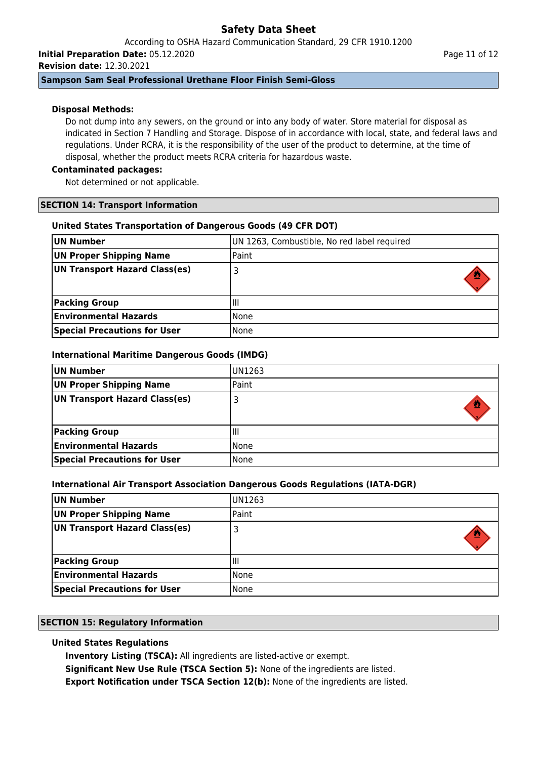**Disposal Methods:**

Do not dump into any sewers, on the ground or into any body of water. Store material for disposal as indicated in Section 7 Handling and Storage. Dispose of in accordance with local, state, and federal laws and regulations. Under RCRA, it is the responsibility of the user of the product to determine, at the time of disposal, whether the product meets RCRA criteria for hazardous waste.

**Contaminated packages:**

Not determined or not applicable.

## SECTION 14: Transport Information

### United States Transportation of Dangerous Goods (49 CFR DOT)

| | |
|---|---|
| **UN Number** | UN 1263, Combustible, No red label required |
| **UN Proper Shipping Name** | Paint |
| **UN Transport Hazard Class(es)** | 3 |
| **Packing Group** | III |
| **Environmental Hazards** | None |
| **Special Precautions for User** | None |

### International Maritime Dangerous Goods (IMDG)

| | |
|---|---|
| **UN Number** | UN1263 |
| **UN Proper Shipping Name** | Paint |
| **UN Transport Hazard Class(es)** | 3 |
| **Packing Group** | III |
| **Environmental Hazards** | None |
| **Special Precautions for User** | None |

### International Air Transport Association Dangerous Goods Regulations (IATA-DGR)

| | |
|---|---|
| **UN Number** | UN1263 |
| **UN Proper Shipping Name** | Paint |
| **UN Transport Hazard Class(es)** | 3 |
| **Packing Group** | III |
| **Environmental Hazards** | None |
| **Special Precautions for User** | None |

## SECTION 15: Regulatory Information

### United States Regulations

**Inventory Listing (TSCA):** All ingredients are listed-active or exempt.

**Significant New Use Rule (TSCA Section 5):** None of the ingredients are listed.

**Export Notification under TSCA Section 12(b):** None of the ingredients are listed.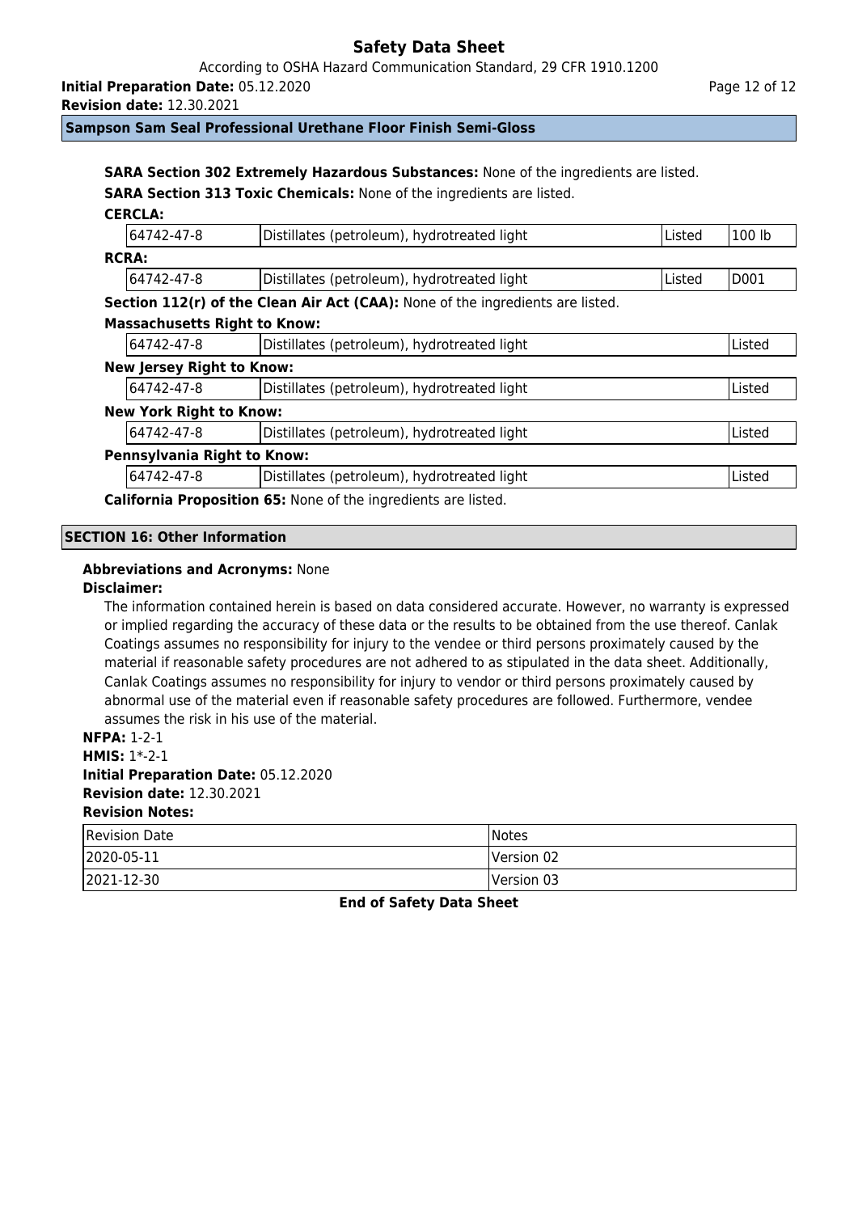**SARA Section 302 Extremely Hazardous Substances:** None of the ingredients are listed.

**SARA Section 313 Toxic Chemicals:** None of the ingredients are listed.

**CERCLA:**

| | | | |
|---|---|---|---|
| 64742-47-8 | Distillates (petroleum), hydrotreated light | Listed | 100 lb |

**RCRA:**

| | | | |
|---|---|---|---|
| 64742-47-8 | Distillates (petroleum), hydrotreated light | Listed | D001 |

**Section 112(r) of the Clean Air Act (CAA):** None of the ingredients are listed.

**Massachusetts Right to Know:**

| | | |
|---|---|---|
| 64742-47-8 | Distillates (petroleum), hydrotreated light | Listed |

**New Jersey Right to Know:**

| | | |
|---|---|---|
| 64742-47-8 | Distillates (petroleum), hydrotreated light | Listed |

**New York Right to Know:**

| | | |
|---|---|---|
| 64742-47-8 | Distillates (petroleum), hydrotreated light | Listed |

**Pennsylvania Right to Know:**

| | | |
|---|---|---|
| 64742-47-8 | Distillates (petroleum), hydrotreated light | Listed |

**California Proposition 65:** None of the ingredients are listed.

## SECTION 16: Other Information

**Abbreviations and Acronyms:** None

**Disclaimer:**

The information contained herein is based on data considered accurate. However, no warranty is expressed or implied regarding the accuracy of these data or the results to be obtained from the use thereof. Canlak Coatings assumes no responsibility for injury to the vendee or third persons proximately caused by the material if reasonable safety procedures are not adhered to as stipulated in the data sheet. Additionally, Canlak Coatings assumes no responsibility for injury to vendor or third persons proximately caused by abnormal use of the material even if reasonable safety procedures are followed. Furthermore, vendee assumes the risk in his use of the material.

**NFPA:** 1-2-1

**HMIS:** 1*-2-1

**Initial Preparation Date:** 05.12.2020

**Revision date:** 12.30.2021

**Revision Notes:**

| Revision Date | Notes |
|---|---|
| 2020-05-11 | Version 02 |
| 2021-12-30 | Version 03 |

**End of Safety Data Sheet**